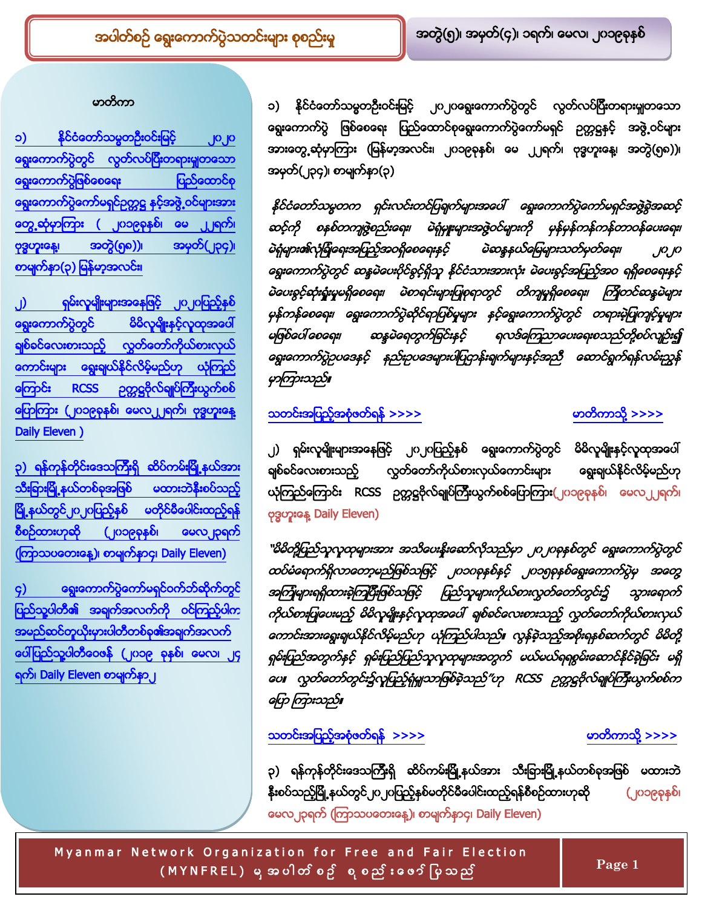# အပါတ်စဉ် ရွေးကောက်ပွဲသတင်းများ စုစည်းမှု

အတွဲ(၅)၊ အမှတ်(၄)၊ ၁ရက်၊ မေလ၊ ၂၀၁၉ခုနှစ်

## မာတိကာ

၁) နိုင်ငံတော်သမ္မတဦးဝင်းမြင့် ၂၀၂၀ ရွေးကောက်ပွဲတွင် လွတ်လပ်ပြီးတရားမျှတသော ရွေးကောက်ပွဲဖြစ်စေရေး ပြည်ထောင်စု ရွေးကောက်ပွဲကော်မရှင်ဥက္ကဋ္ဌ နှင့်အဖွဲ့ဝင်များအား တွေ့ဆုံမှာကြား ( ၂၀၁၉ခုနှစ်၊ မေ ၂၂ရက်၊ ဗုဒ္ဓဟူးနေ့ အတွဲ(၅၈))၊ အမှတ်(၂၃၄)၊ စာမျက်နှာ(၃) မြန်မာ့အလင်း၊

၂) ရှမ်းလူမျိုးများအနေဖြင့် ၂၀၂၀ပြည့်နှစ် ရွေးကောက်ပွဲတွင် မိမိလူမျိုးနှင့်လူထုအပေါ် ချစ်ခင်လေးစားသည့် လွှတ်တော်ကိုယ်စားလှယ် ကောင်းများ ရွေးချယ်နိုင်လိမ့်မည်ဟု ယုံကြည် ကြောင်း RCSS ဥက္ကဋ္ဌဗိုလ်ချုပ်ကြီးယွက်စစ် ပြောကြား (၂၀၁၉ခုနှစ်၊ မေလ၂၂ရက်၊ ဗုဒ္ဓဟူးနေ့ Daily Eleven )

၃) ရန်ကုန်တိုင်းဒေသကြီးရှိ ဆိပ်ကမ်းမြို့နယ်အား သီးခြားမြို့နယ်တစ်ခုအဖြစ် မထားဘဲနီးစပ်သည့် မြို့နယ်တွင်၂၀၂၀ပြည့်နှစ် မတိုင်မီပေါင်းထည့်ရန် စီစဉ်ထားဟုဆို (၂၀၁၉ခုနှစ်၊ မေလ၂၃ရက် (ကြာသပတေးနေ့)၊ စာမျက်နှာ၄၊ Daily Eleven)

၄) ရွေးကောက်ပွဲကော်မရှင်ဝက်ဘ်ဆိုက်တွင် ပြည်သူ့ပါတီ၏ အချက်အလက်ကို ဝင်ကြည့်ပါက အမည်ဆင်တူပုံးပါတီတစ်ခု၏အချက်အလက် ပေါ်ပြည်သူ့ပါတီဝေဖန် (၂၀၁၉ ခုနှစ်၊ မေလ၊ ၂၄ ရက်၊ Daily Eleven စာမျက်နှာ၂

---

၁) နိုင်ငံတော်သမ္မတဦးဝင်းမြင့် ၂၀၂၀ရွေးကောက်ပွဲတွင် လွတ်လပ်ပြီးတရားမျှတသော ရွေးကောက်ပွဲ ဖြစ်စေရေး ပြည်ထောင်စုရွေးကောက်ပွဲကော်မရှင် ဥက္ကဋ္ဌနှင့် အဖွဲ့ဝင်များအားတွေ့ဆုံမှာကြား (မြန်မာ့အလင်း၊ ၂၀၁၉ခုနှစ်၊ မေ ၂၂ရက်၊ ဗုဒ္ဓဟူးနေ့၊ အတွဲ(၅၈))၊ အမှတ်(၂၃၄)၊ စာမျက်နှာ(၃)

*နိုင်ငံတော်သမ္မတက ရှင်းလင်းတင်ပြချက်များအပေါ် ရွေးကောက်ပွဲကော်မရှင်အဖွဲ့ခွဲအဆင့်ဆင့်ကို စနစ်တကျဖွဲ့စည်းရေး၊ မဲရုံမှူးများအဖွဲ့ဝင်များကို မှန်မှန်ကန်ကန်တာဝန်ပေးရေး၊ မဲရုံများ၏လုံခြုံရေးအပြည့်အဝရှိစေရေးနှင့် မဲဆန္ဒနယ်မြေများသတ်မှတ်ရေး၊ ၂၀၂၀ ရွေးကောက်ပွဲတွင် ဆန္ဒမဲပေးပိုင်ခွင့်ရှိသူ နိုင်ငံသားအားလုံး မဲပေးခွင့်အပြည့်အဝ ရရှိစေရေးနှင့် မဲပေးခွင့်ဆုံးရှုံးမှုမရှိစေရေး၊ မဲစာရင်းများပြုစုရာတွင် တိကျမှုရှိစေရေး၊ ကြိုတင်ဆန္ဒမဲများ မှန်ကန်စေရေး၊ ရွေးကောက်ပွဲဆိုင်ရာပြစ်မှုများ နှင့်ရွေးကောက်ပွဲတွင် တရားမဲ့ပြုကျင့်မှုများ မဖြစ်ပေါ်စေရေး၊ ဆန္ဒမဲရေတွက်ခြင်းနှင့် ရလဒ်ကြေညာပေးရေးစသည်တို့စပ်လျဉ်း၍ ရွေးကောက်ပွဲဥပဒေနှင့် နည်းဥပဒေများပါပြဋ္ဌာန်းချက်များနှင့်အညီ ဆောင်ရွက်ရန်လမ်းညွှန်မှာကြားသည်။*

သတင်းအပြည့်အစုံဖတ်ရန် >>>>                    မာတိကာသို့ >>>>

၂) ရှမ်းလူမျိုးများအနေဖြင့် ၂၀၂၀ပြည့်နှစ် ရွေးကောက်ပွဲတွင် မိမိလူမျိုးနှင့်လူထုအပေါ် ချစ်ခင်လေးစားသည့် လွှတ်တော်ကိုယ်စားလှယ်ကောင်းများ ရွေးချယ်နိုင်လိမ့်မည်ဟု ယုံကြည်ကြောင်း RCSS ဥက္ကဋ္ဌဗိုလ်ချုပ်ကြီးယွက်စစ်ပြောကြား(၂၀၁၉ခုနှစ်၊ မေလ၂၂ရက်၊ ဗုဒ္ဓဟူးနေ့ Daily Eleven)

*"မိမိတို့ပြည်သူလူထုများအား အသိပေးနိုးဆော်လိုသည်မှာ ၂၀၂၀ခုနှစ်တွင် ရွေးကောက်ပွဲတွင် ထပ်မံရောက်ရှိလာတော့မည်ဖြစ်သဖြင့် ၂၀၁၀ခုနှစ်နှင့် ၂၀၁၅ခုနှစ်ရွေးကောက်ပွဲမှ အတွေ့အကြုံများရရှိထားခဲ့ကြပြီးဖြစ်သဖြင့် ပြည်သူများကိုယ်စားလွှတ်တော်တွင်၌ သွားရောက်ကိုယ်စားပြုပေးမည့် မိမိလူမျိုးနှင့်လူထုအပေါ် ချစ်ခင်လေးစားသည့် လွှတ်တော်ကိုယ်စားလှယ်ကောင်းအားရွေးချယ်နိုင်လိမ့်မည်ဟု ယုံကြည်ပါသည်။ လွန်ခဲ့သည့်အစိုးရနှစ်ဆက်တွင် မိမိတို့ရှမ်းပြည်အတွက်နှင့် ရှမ်းပြည်ပြည်သူလူထုများအတွက် မယမ်မယ်ရရစွမ်းဆောင်နိုင်ခဲ့ခြင်း မရှိပေ။ လွှတ်တော်တွင်း၌လှုပ်ရှားမှုသာဖြစ်ခဲ့သည်"ဟု RCSS ဥက္ကဋ္ဌဗိုလ်ချုပ်ကြီးယွက်စစ်က ပြောကြားသည်။*

သတင်းအပြည့်အစုံဖတ်ရန် >>>>                    မာတိကာသို့ >>>>

၃) ရန်ကုန်တိုင်းဒေသကြီးရှိ ဆိပ်ကမ်းမြို့နယ်အား သီးခြားမြို့နယ်တစ်ခုအဖြစ် မထားဘဲ နီးစပ်သည့်မြို့နယ်တွင်၂၀၂၀ပြည့်နှစ်မတိုင်မီပေါင်းထည့်ရန်စီစဉ်ထားဟုဆို (၂၀၁၉ခုနှစ်၊ မေလ၂၃ရက် (ကြာသပတေးနေ့)၊ စာမျက်နှာ၄၊ Daily Eleven)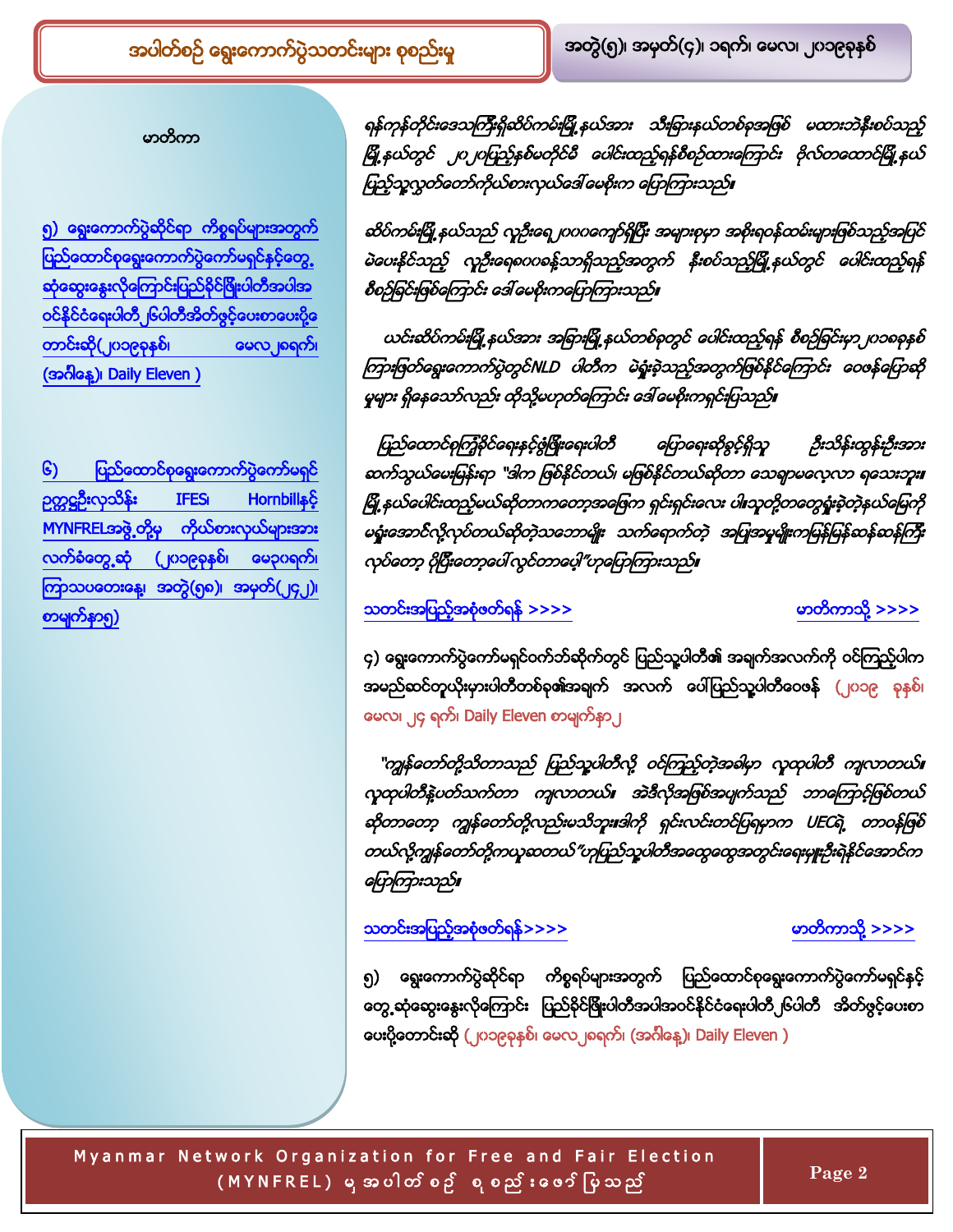မာတိကာ

[၅) ရွေးကောက်ပွဲဆိုင်ရာ ကိစ္စရပ်များအတွက် ပြည်ထောင်စုရွေးကောက်ပွဲကော်မရှင်နှင့်တွေ့ ဆုံဆွေးနွေးလိုကြောင်းပြည်ခိုင်ဖြိုးပါတီအပါအဝင်နိုင်ငံရေးပါတီ၂၆ပါတီအိတ်ဖွင့်ပေးစာပေးပို့တောင်းဆို(၂၀၁၉ခုနှစ်၊ မေလ၂၈ရက်၊ (အင်္ဂါနေ့)၊ Daily Eleven )]

[၆) ပြည်ထောင်စုရွေးကောက်ပွဲကော်မရှင် ဥက္ကဋ္ဌဦးလှသိန်း IFES၊ Hornbillနှင့် MYNFRELအဖွဲ့တို့မှ ကိုယ်စားလှယ်များအား လက်ခံတွေ့ဆုံ (၂၀၁၉ခုနှစ်၊ မေ၃၀ရက်၊ ကြာသပတေးနေ့၊ အတွဲ(၅၈)၊ အမှတ်(၂၄၂)၊ စာမျက်နှာ၅)]

ရန်ကုန်တိုင်းဒေသကြီးရှိဆိပ်ကမ်းမြို့နယ်အား သီးခြားနယ်တစ်ခုအဖြစ် မထားဘဲနီးစပ်သည့်မြို့နယ်တွင် ၂၀၂၀ပြည့်နှစ်မတိုင်မီ ပေါင်းထည့်ရန်စီစဉ်ထားကြောင်း ဗိုလ်တထောင်မြို့နယ်ပြည်သူ့လွှတ်တော်ကိုယ်စားလှယ်ဒေါ်မေစိုးက ပြောကြားသည်။

ဆိပ်ကမ်းမြို့နယ်သည် လူဦးရေ၂၀၀၀ကျော်ရှိပြီး အများစုမှာ အစိုးရဝန်ထမ်းများဖြစ်သည့်အပြင် မဲပေးနိုင်သည့် လူဦးရေစာရင်းသာရှိသည့်အတွက် နီးစပ်သည့်မြို့နယ်တွင် ပေါင်းထည့်ရန် စီစဉ်ခြင်းဖြစ်ကြောင်း ဒေါ်မေစိုးကပြောကြားသည်။

ယင်းဆိပ်ကမ်းမြို့နယ်အား အခြားမြို့နယ်တစ်ခုတွင် ပေါင်းထည့်ရန် စီစဉ်ခြင်းမှာ၂၀၁၈ခုနှစ်ကြားဖြတ်ရွေးကောက်ပွဲတွင်NLD ပါတီက မဲရှုံးခဲ့သည့်အတွက်ဖြစ်နိုင်ကြောင်း ဝေဖန်ပြောဆိုမှုများ ရှိနေသော်လည်း ထိုသို့မဟုတ်ကြောင်း ဒေါ်မေစိုးကရှင်းပြသည်။

ပြည်ထောင်စုကြံ့ခိုင်ရေးနှင့်ဖွံ့ဖြိုးရေးပါတီ ပြောရေးဆိုခွင့်ရှိသူ ဦးသိန်းထွန်းဦးအား ဆက်သွယ်မေးမြန်းရာ "ဒါက ဖြစ်နိုင်တယ်၊ မဖြစ်နိုင်တယ်ဆိုတာ သေချာမလေ့လာ ရသေးဘူး။ မြို့နယ်ပေါင်းထည့်မယ်ဆိုတာကတော့အမြေက ရှင်းရှင်းလေး ပါ။သူတို့တွေရှုံးခဲ့တဲ့နယ်မြေကို မရှုံးအောင်လို့လုပ်တယ်ဆိုတဲ့သဘောမျိုး သက်ရောက်တဲ့ အပြုအမူမျိုးကမြန်မြန်ဆန်ဆန်ကြီး လုပ်တော့ ပိုပြီးတော့ပေါ် လွင်တာပေါ့"ဟုပြောကြားသည်။

[သတင်းအပြည့်အစုံဖတ်ရန် >>>>]  [မာတိကာသို့ >>>>]

၄) ရွေးကောက်ပွဲကော်မရှင်ဝက်ဘ်ဆိုက်တွင် ပြည်သူ့ပါတီ၏ အချက်အလက်ကို ဝင်ကြည့်ပါက အမည်ဆင်တူယိုးမှားပါတီတစ်ခု၏အချက် အလက် ပေါ်ပြည်သူ့ပါတီဝေဖန် (၂၀၁၉ ခုနှစ်၊ မေလ၊ ၂၄ ရက်၊ Daily Eleven စာမျက်နှာ၂

"ကျွန်တော်တို့သိတာသည် ပြည်သူ့ပါတီလို့ ဝင်ကြည့်တဲ့အခါမှာ လူထုပါတီ ကျလာတယ်။ လူထုပါတီနဲ့ပတ်သက်တာ ကျလာတယ်။ အဲဒီလိုအဖြစ်အပျက်သည် ဘာကြောင့်ဖြစ်တယ် ဆိုတာတော့ ကျွန်တော်တို့လည်းမသိဘူး။ဒါကို ရှင်းလင်းတင်ပြရမှာက UECရဲ့ တာဝန်ဖြစ်တယ်လို့ကျွန်တော်တို့ကယူဆတယ်"ဟုပြည်သူ့ပါတီအထွေထွေအတွင်းရေးမှူးဦးရဲခိုင်အောင်က ပြောကြားသည်။

[သတင်းအပြည့်အစုံဖတ်ရန်>>>>]  [မာတိကာသို့ >>>>]

၅) ရွေးကောက်ပွဲဆိုင်ရာ ကိစ္စရပ်များအတွက် ပြည်ထောင်စုရွေးကောက်ပွဲကော်မရှင်နှင့်တွေ့ဆုံဆွေးနွေးလိုကြောင်း ပြည်ခိုင်ဖြိုးပါတီအပါအဝင်နိုင်ငံရေးပါတီ ၂၆ပါတီ အိတ်ဖွင့်ပေးစာပေးပို့တောင်းဆို (၂၀၁၉ခုနှစ်၊ မေလ ၂၈ရက်၊ (အင်္ဂါနေ့)၊ Daily Eleven )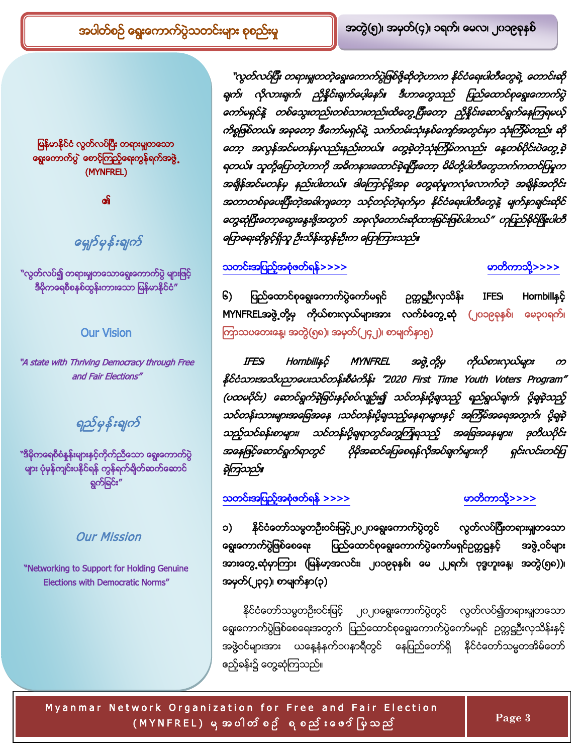"လွတ်လပ်ပြီး တရားမျှတတဲ့ရွေးကောက်ပွဲဖြစ်ဖို့ဆိုတဲ့ဟာက နိုင်ငံရေးပါတီတွေရဲ့ တောင်းဆိုချက်၊ လိုလားချက်၊ ညှိနှိုင်းချက်ပေါ်မှာမှ၊ ဒီဟာတွေသည် ပြည်ထောင်စုရွေးကောက်ပွဲကော်မရှင်နဲ့ တစ်သွေးတည်းတစ်သားတည်းထိတွေ့ပြီးတော့ ညှိနှိုင်းဆောင်ရွက်နေကြရမယ့်ကိစ္စဖြစ်တယ်။ အခုတော့ ဒီကော်မရှင်ရဲ့ သက်တမ်းသုံးနှစ်ကျော်အတွင်းမှာ သုံးကြိမ်တည်း ဆိုတော့ အလွန်အင်မတန်မှလည်းနည်းတယ်။ တွေ့ခဲ့တဲ့သုံးကြိမ်ကလည်း နေ့တစ်ပိုင်းပဲတွေ့ခဲ့ရတယ်။ သူတို့ပြောတဲ့ဟာကို အဓိကနားထောင်ခဲ့ရပြီးတော့ မိမိတို့ပါတီတွေဘက်ကတင်ပြမှုက အချိန်အင်မတန်မှ နည်းပါးတယ်။ ဒါကြောင့်မို့အခု တွေ့ဆုံမှုကလုံလောက်တဲ့ အချိန်အတိုင်းအတာတစ်ခုပေးပြီးတဲ့အခါကျတော့ သင့်တင့်တဲ့ရက်မှာ နိုင်ငံရေးပါတီတွေနဲ့ မျက်နှာချင်းဆိုင်တွေ့ဆုံပြီးတော့ဆွေးနွေးဖို့အတွက် အခုလိုတောင်းဆိုထားခြင်းဖြစ်ပါတယ်" ဟုပြည်ခိုင်ဖြိုးပါတီ ပြောရေးဆိုခွင့်ရှိသူ ဦးသိန်းထွန်းဦးက ပြောကြားသည်။

[သတင်းအပြည့်အစုံဖတ်ရန်>>>>](#) [မာတိကာသို့>>>>](#)

၆) ပြည်ထောင်စုရွေးကောက်ပွဲကော်မရှင် ဥက္ကဋ္ဌဦးလှသိန်း IFES၊ Hornbillနှင့် MYNFRELအဖွဲ့တို့မှ ကိုယ်စားလှယ်များအား လက်ခံတွေ့ဆုံ (၂၀၁၉ခုနှစ်၊ မေ၃၀ရက်၊ ကြာသပတေးနေ့၊ အတွဲ(၅၈)၊ အမှတ်(၂၄၂)၊ စာမျက်နှာ၅)

*IFES၊ Hornbillနှင့် MYNFREL အဖွဲ့တို့မှ ကိုယ်စားလှယ်များ က နိုင်ငံသားအသိပညာပေးသင်တန်းစီမံကိန်း "2020 First Time Youth Voters Program" (ပထမပိုင်း) ဆောင်ရွက်ခဲ့ခြင်းနှင့်စပ်လျဉ်း၍ သင်တန်းပို့ချသည့် ရည်ရွယ်ချက်၊ ပို့ချခဲ့သည့် သင်တန်းသားများအခြေအနေ ၊သင်တန်းပို့ချသည့်နေရာများနှင့် အကြိမ်အရေအတွက်၊ ပို့ချခဲ့သည့်သင်ခန်းစာများ၊ သင်တန်းပို့ချရာတွင်တွေ့ကြုံရသည့် အခြေအနေများ၊ ဒုတိယပိုင်း အနေဖြင့်ဆောင်ရွက်ရာတွင် ပိုမိုအဆင်ပြေစေရန်လိုအပ်ချက်များကို ရှင်းလင်းတင်ပြခဲ့ကြသည်။*

[သတင်းအပြည့်အစုံဖတ်ရန် >>>>](#) [မာတိကာသို့>>>>](#)

၁) နိုင်ငံတော်သမ္မတဦးဝင်းမြင့် ၂၀၂၀ရွေးကောက်ပွဲတွင် လွတ်လပ်ပြီးတရားမျှတသော ရွေးကောက်ပွဲဖြစ်စေရေး ပြည်ထောင်စုရွေးကောက်ပွဲကော်မရှင်ဥက္ကဋ္ဌနှင့် အဖွဲ့ဝင်များအားတွေ့ဆုံမှုကြား (မြန်မာ့အလင်း၊ ၂၀၁၉ခုနှစ်၊ မေ ၂၂ရက်၊ ဗုဒ္ဓဟူးနေ့၊ အတွဲ(၅၈))၊ အမှတ်(၂၃၄)၊ စာမျက်နှာ(၃)

နိုင်ငံတော်သမ္မတဦးဝင်းမြင့် ၂၀၂၀ရွေးကောက်ပွဲတွင် လွတ်လပ်၍တရားမျှတသော ရွေးကောက်ပွဲဖြစ်စေရေးအတွက် ပြည်ထောင်စုရွေးကောက်ပွဲကော်မရှင် ဥက္ကဋ္ဌဦးလှသိန်းနှင့် အဖွဲ့ဝင်များအား ယနေ့နံနက်၁၀နာရီတွင် နေပြည်တော်ရှိ နိုင်ငံတော်သမ္မတအိမ်တော် ဧည့်ခန်း၌ တွေ့ဆုံကြသည်။

---

မြန်မာနိုင်ငံ လွတ်လပ်ပြီး တရားမျှတသော ရွေးကောက်ပွဲ စောင့်ကြည့်ရေးကွန်ရက်အဖွဲ့ (MYNFREL)

၏

### မျှော်မှန်းချက်

"လွတ်လပ်၍ တရားမျှတသောရွေးကောက်ပွဲ များဖြင့် ဒီမိုကရေစီစနစ်ထွန်းကားသော မြန်မာနိုင်ငံ"

### Our Vision

*"A state with Thriving Democracy through Free and Fair Elections"*

### ရည်မှန်းချက်

"ဒီမိုကရေစီစံနှုန်းများနှင့်ကိုက်ညီသော ရွေးကောက်ပွဲများ ပုံမှန်ကျင်းပနိုင်ရန် ကွန်ရက်ချိတ်ဆက်ဆောင်ရွက်ခြင်း"

### Our Mission

"Networking to Support for Holding Genuine Elections with Democratic Norms"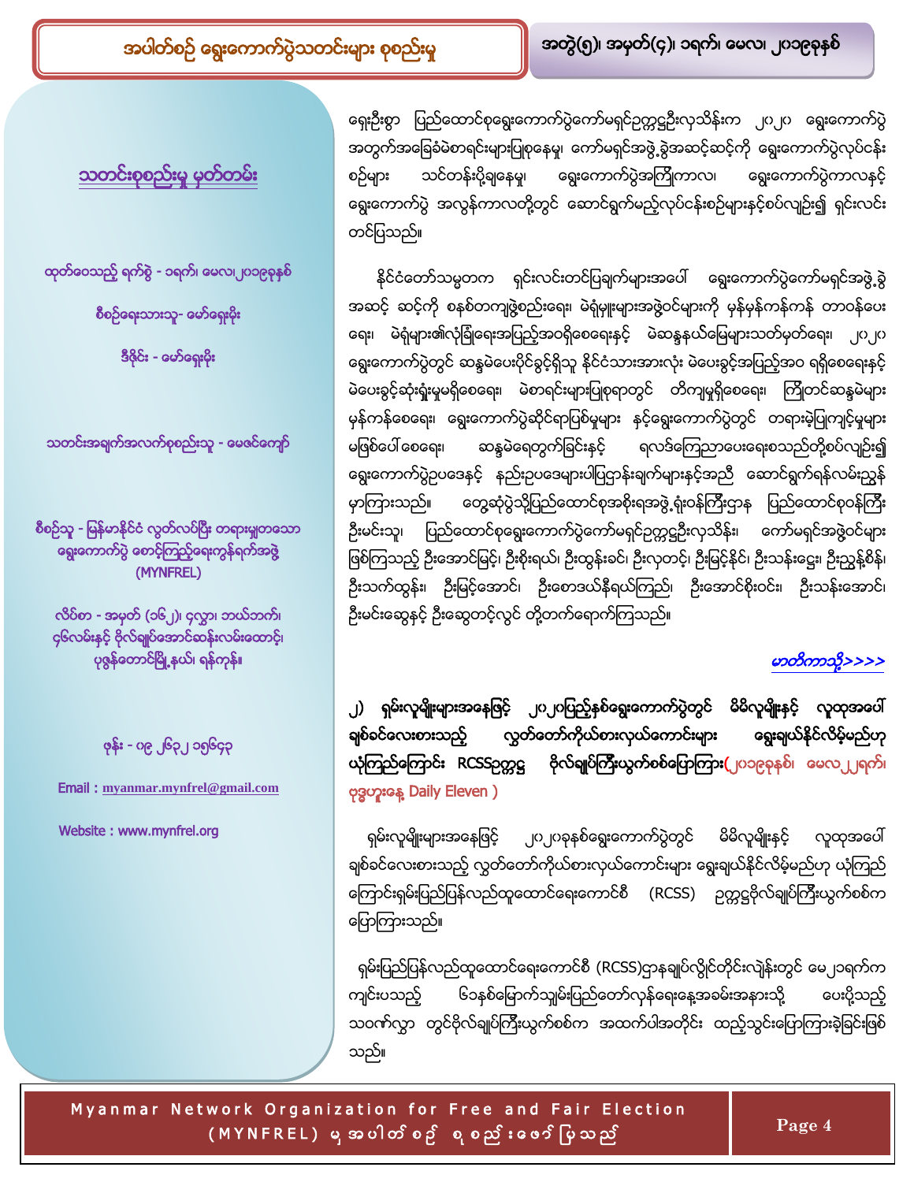ရှေ့ဦးစွာ ပြည်ထောင်စုရွေးကောက်ပွဲကော်မရှင်ဥက္ကဋ္ဌဦးလှသိန်းက ၂၀၂၀ ရွေးကောက်ပွဲအတွက်အခြေခံမဲစာရင်းများပြုစုနေမှု၊ ကော်မရှင်အဖွဲ့ခွဲအဆင့်ဆင့်ကို ရွေးကောက်ပွဲလုပ်ငန်းစဉ်များ သင်တန်းပို့ချနေမှု၊ ရွေးကောက်ပွဲအကြိုကာလ၊ ရွေးကောက်ပွဲကာလနှင့် ရွေးကောက်ပွဲ အလွန်ကာလတို့တွင် ဆောင်ရွက်မည့်လုပ်ငန်းစဉ်များနှင့်စပ်လျဉ်း၍ ရှင်းလင်းတင်ပြသည်။

နိုင်ငံတော်သမ္မတက ရှင်းလင်းတင်ပြချက်များအပေါ် ရွေးကောက်ပွဲကော်မရှင်အဖွဲ့ခွဲ အဆင့် ဆင့်ကို စနစ်တကျဖွဲ့စည်းရေး၊ မဲရုံမှူးများအဖွဲ့ဝင်များကို မှန်မှန်ကန်ကန် တာဝန်ပေးရေး၊ မဲရုံများ၏လုံခြုံရေးအပြည့်အဝရှိစေရေးနှင့် မဲဆန္ဒနယ်မြေများသတ်မှတ်ရေး၊ ၂၀၂၀ ရွေးကောက်ပွဲတွင် ဆန္ဒမဲပေးပိုင်ခွင့်ရှိသူ နိုင်ငံသားအားလုံး မဲပေးခွင့်အပြည့်အဝ ရရှိစေရေးနှင့် မဲပေးခွင့်ဆုံးရှုံးမှုမရှိစေရေး၊ မဲစာရင်းများပြုစုရာတွင် တိကျမှုရှိစေရေး၊ ကြိုတင်ဆန္ဒမဲများ မှန်ကန်စေရေး၊ ရွေးကောက်ပွဲဆိုင်ရာပြစ်မှုများ နှင့်ရွေးကောက်ပွဲတွင် တရားမဲ့ပြုကျင့်မှုများ မဖြစ်ပေါ်စေရေး၊ ဆန္ဒမဲရေတွက်ခြင်းနှင့် ရလဒ်ကြေညာပေးရေးစသည်တို့စပ်လျဉ်း၍ ရွေးကောက်ပွဲဥပဒေနှင့် နည်းဥပဒေများပါပြဋ္ဌာန်းချက်များနှင့်အညီ ဆောင်ရွက်ရန်လမ်းညွှန်မှာကြားသည်။ တွေ့ဆုံပွဲသို့ပြည်ထောင်စုအစိုးရအဖွဲ့ရုံးဝန်ကြီးဌာန ပြည်ထောင်စုဝန်ကြီး ဦးမင်းသူ၊ ပြည်ထောင်စုရွေးကောက်ပွဲကော်မရှင်ဥက္ကဋ္ဌဦးလှသိန်း၊ ကော်မရှင်အဖွဲ့ဝင်များဖြစ်ကြသည့် ဦးအောင်မြင့်၊ ဦးစိုးရယ်၊ ဦးထွန်းခင်၊ ဦးလှတင့်၊ ဦးမြင့်နိုင်၊ ဦးသန်းဌေး၊ ဦးညွန့်စိန်၊ ဦးသက်ထွန်း၊ ဦးမြင့်အောင်၊ ဦးစောဒယ်နီရယ်ကြည်၊ ဦးအောင်စိုးဝင်း၊ ဦးသန်းအောင်၊ ဦးမင်းဆွေနှင့် ဦးဆွေတင့်လွင် တို့တက်ရောက်ကြသည်။

*မာတိကာသို့>>>>*

**၂) ရှမ်းလူမျိုးများအနေဖြင့် ၂၀၂၀ပြည့်နှစ်ရွေးကောက်ပွဲတွင် မိမိလူမျိုးနှင့် လူထုအပေါ် ချစ်ခင်လေးစားသည့် လွှတ်တော်ကိုယ်စားလှယ်ကောင်းများ ရွေးချယ်နိုင်လိမ့်မည်ဟု ယုံကြည်ကြောင်း RCSSဥက္ကဋ္ဌ ဗိုလ်ချုပ်ကြီးယွက်စစ်ပြောကြား** (၂၀၁၉ခုနှစ်၊ မေလ၂၂ရက်၊ ဗုဒ္ဓဟူးနေ့ Daily Eleven )

ရှမ်းလူမျိုးများအနေဖြင့် ၂၀၂၀ခုနှစ်ရွေးကောက်ပွဲတွင် မိမိလူမျိုးနှင့် လူထုအပေါ် ချစ်ခင်လေးစားသည့် လွှတ်တော်ကိုယ်စားလှယ်ကောင်းများ ရွေးချယ်နိုင်လိမ့်မည်ဟု ယုံကြည်ကြောင်းရှမ်းပြည်ပြန်လည်ထူထောင်ရေးကောင်စီ (RCSS) ဥက္ကဋ္ဌဗိုလ်ချုပ်ကြီးယွက်စစ်က ပြောကြားသည်။

ရှမ်းပြည်ပြန်လည်ထူထောင်ရေးကောင်စီ (RCSS)ဌာနချုပ်လွိုင်တိုင်းလဲန်းတွင် မေ၂၁ရက်က ကျင်းပသည့် ၆၁နှစ်မြောက်သျှမ်းပြည်တော်လှန်ရေးနေ့အခမ်းအနားသို့ ပေးပို့သည့် သဝဏ်လွှာ တွင်ဗိုလ်ချုပ်ကြီးယွက်စစ်က အထက်ပါအတိုင်း ထည့်သွင်းပြောကြားခဲ့ခြင်းဖြစ်သည်။

---

**သတင်းစုစည်းမှု မှတ်တမ်း**

ထုတ်ဝေသည့် ရက်စွဲ - ၁ရက်၊ မေလ၊၂၀၁၉ခုနှစ်

စီစဉ်ရေးသားသူ- မော်ရှေးမိုး

ဒီဇိုင်း - မော်ရှေးမိုး

သတင်းအချက်အလက်စုစည်းသူ - မေဇင်ကျော်

စီစဉ်သူ - မြန်မာနိုင်ငံ လွတ်လပ်ပြီး တရားမျှတသော ရွေးကောက်ပွဲ စောင့်ကြည့်ရေးကွန်ရက်အဖွဲ့ (MYNFREL)

လိပ်စာ - အမှတ် (၁၆၂)၊ ၄လွှာ၊ ဘယ်ဘက်၊ ၄၆လမ်းနှင့် ဗိုလ်ချုပ်အောင်ဆန်းလမ်းထောင့်၊ ပုဇွန်တောင်မြို့နယ်၊ ရန်ကုန်။

ဖုန်း - ၀၉ ၂၆၃၂ ၁၅၆၄၃

Email : myanmar.mynfrel@gmail.com

Website : www.mynfrel.org

Myanmar Network Organization for Free and Fair Election (MYNFREL) မှ အပါတ်စဉ် စုစည်းဖော်ပြသည်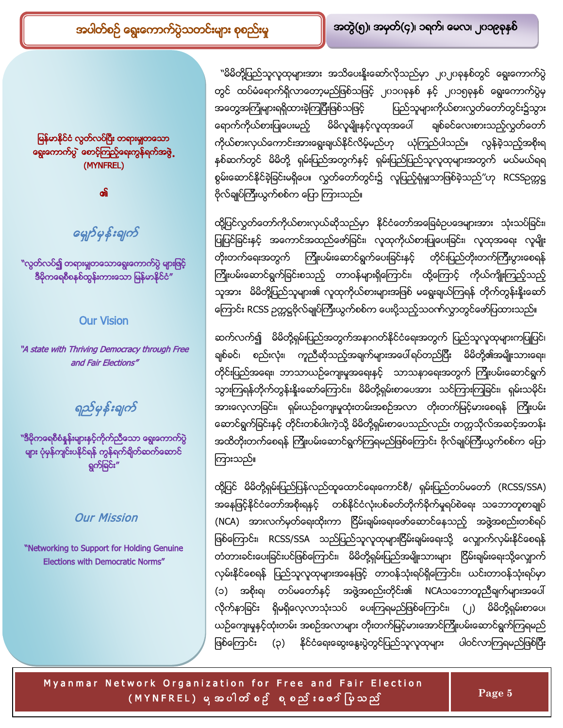မြန်မာနိုင်ငံ လွတ်လပ်ပြီး တရားမျှတသော ရွေးကောက်ပွဲ စောင့်ကြည့်ရေးကွန်ရက်အဖွဲ့ (MYNFREL)

၏

## မျှော်မှန်းချက်

"လွတ်လပ်၍ တရားမျှတသောရွေးကောက်ပွဲ များဖြင့် ဒီမိုကရေစီစနစ်ထွန်းကားသော မြန်မာနိုင်ငံ"

## Our Vision

*"A state with Thriving Democracy through Free and Fair Elections"*

## ရည်မှန်းချက်

"ဒီမိုကရေစီစံနှုန်းများနှင့်ကိုက်ညီသော ရွေးကောက်ပွဲများ ပုံမှန်ကျင်းပနိုင်ရန် ကွန်ရက်ချိတ်ဆက်ဆောင်ရွက်ခြင်း"

## Our Mission

"Networking to Support for Holding Genuine Elections with Democratic Norms"

"မိမိတို့ပြည်သူလူထုများအား အသိပေးနှိုးဆော်လိုသည်မှာ ၂၀၂၀ခုနှစ်တွင် ရွေးကောက်ပွဲတွင် ထပ်မံရောက်ရှိလာတော့မည်ဖြစ်သဖြင့် ၂၀၁၀ခုနှစ် နှင့် ၂၀၁၅ခုနှစ် ရွေးကောက်ပွဲမှ အတွေ့အကြုံများရရှိထားခဲ့ကြပြီးဖြစ်သဖြင့် ပြည်သူများကိုယ်စားလွှတ်တော်တွင်း၌သွားရောက်ကိုယ်စားပြုပေးမည့် မိမိလူမျိုးနှင့်လူထုအပေါ် ချစ်ခင်လေးစားသည့်လွှတ်တော်ကိုယ်စားလှယ်ကောင်းအားရွေးချယ်နိုင်လိမ့်မည်ဟု ယုံကြည်ပါသည်။ လွန်ခဲ့သည့်အစိုးရနှစ်ဆက်တွင် မိမိတို့ ရှမ်းပြည်အတွက်နှင့် ရှမ်းပြည်ပြည်သူလူထုများအတွက် မယ်မယ်ရရ စွမ်းဆောင်နိုင်ခဲ့ခြင်းမရှိပေ။ လွှတ်တော်တွင်း၌ လူပြည့်ရုံမျှသာဖြစ်ခဲ့သည်"ဟု RCSSဥက္ကဋ္ဌ ဗိုလ်ချုပ်ကြီးယွက်စစ်က ပြော ကြားသည်။

ထို့ပြင်လွှတ်တော်ကိုယ်စားလှယ်ဆိုသည်မှာ နိုင်ငံတော်အခြေခံဥပဒေများအား သုံးသပ်ခြင်း၊ ပြုပြင်ခြင်းနှင့် အကောင်အထည်ဖော်ခြင်း၊ လူထုကိုယ်စားပြုပေးခြင်း၊ လူထုအရေး လူမျိုးတိုးတက်ရေးအတွက် ကြိုးပမ်းဆောင်ရွက်ပေးခြင်းနှင့် တိုင်းပြည်တိုးတက်ကြီးပွားစေရန် ကြိုးပမ်းဆောင်ရွက်ခြင်းစသည့် တာဝန်များရှိကြောင်း၊ ထို့ကြောင့် ကိုယ်ကျိုးကြည့်သည့်သူအား မိမိတို့ပြည်သူများ၏ လူထုကိုယ်စားလှယ်များအဖြစ် မရွေးချယ်ကြရန် တိုက်တွန်းနှိုးဆော်ကြောင်း RCSS ဥက္ကဋ္ဌဗိုလ်ချုပ်ကြီးယွက်စစ်က ပေးပို့သည့်သဝဏ်လွှာတွင်ဖော်ပြထားသည်။

ဆက်လက်၍ မိမိတို့ရှမ်းပြည်အတွက်အနာဂတ်နိုင်ငံရေးအတွက် ပြည်သူလူထုများကပြုပြင်၊ ချစ်ခင်၊ စည်းလုံး၊ ကူညီဆိုသည့်အချက်များအပေါ် ရပ်တည်ပြီး မိမိတို့၏အမျိုးသားရေး၊ တိုင်းပြည်အရေး၊ ဘာသာယဥ်ကျေးမှုအရေးနှင့် သာသနာရေးအတွက် ကြိုးပမ်းဆောင်ရွက်သွားကြရန်တိုက်တွန်းနှိုးဆော်ကြောင်း၊ မိမိတို့ရှမ်းစာပေအား သင်ကြားကြခြင်း၊ ရှမ်းသမိုင်းအားလေ့လာခြင်း၊ ရှမ်းယဥ်ကျေးမှုထုံးတမ်းအစဉ်အလာ တိုးတက်မြင့်မားစေရန် ကြိုးပမ်းဆောင်ရွက်ခြင်းနှင့် တိုင်းတစ်ပါးကဲ့သို့ မိမိတို့ရှမ်းစာပေသည်လည်း တက္ကသိုလ်အဆင့်အတန်းအထိတိုးတက်စေရန် ကြိုးပမ်းဆောင်ရွက်ကြရမည်ဖြစ်ကြောင်း ဗိုလ်ချုပ်ကြီးယွက်စစ်က ပြောကြားသည်။

ထို့ပြင် မိမိတို့ရှမ်းပြည်ပြန်လည်ထူထောင်ရေးကောင်စီ/ ရှမ်းပြည်တပ်မတော် (RCSS/SSA) အနေဖြင့်နိုင်ငံတော်အစိုးရနှင့် တစ်နိုင်ငံလုံးပစ်ခတ်တိုက်ခိုက်မှုရပ်စဲရေး သဘောတူစာချုပ် (NCA) အားလက်မှတ်ရေးထိုးကာ ငြိမ်းချမ်းရေးဖော်ဆောင်နေသည့် အဖွဲ့အစည်းတစ်ရပ်ဖြစ်ကြောင်း၊ RCSS/SSA သည်ပြည်သူလူထုများငြိမ်းချမ်းရေးသို့ လျှောက်လှမ်းနိုင်စေရန် တံတားခင်းပေးခြင်းပင်ဖြစ်ကြောင်း၊ မိမိတို့ရှမ်းပြည်အမျိုးသားများ ငြိမ်းချမ်းရေးသို့လျှောက်လှမ်းနိုင်စေရန် ပြည်သူလူထုများအနေဖြင့် တာဝန်သုံးရပ်ရှိကြောင်း၊ ယင်းတာဝန်သုံးရပ်မှာ (၁) အစိုးရ၊ တပ်မတော်နှင့် အဖွဲ့အစည်းတိုင်း၏ NCAသဘောတူညီချက်များအပေါ် လိုက်နာခြင်း ရှိမရှိလေ့လာသုံးသပ် ပေးကြရမည်ဖြစ်ကြောင်း၊ (၂) မိမိတို့ရှမ်းစာပေ၊ ယဥ်ကျေးမှုနှင့်ထုံးတမ်း အစဉ်အလာများ တိုးတက်မြင့်မားအောင်ကြိုးပမ်းဆောင်ရွက်ကြရမည်ဖြစ်ကြောင်း (၃) နိုင်ငံရေးဆွေးနွေးပွဲတွင်ပြည်သူလူထုများ ပါဝင်လာကြရမည်ဖြစ်ပြီး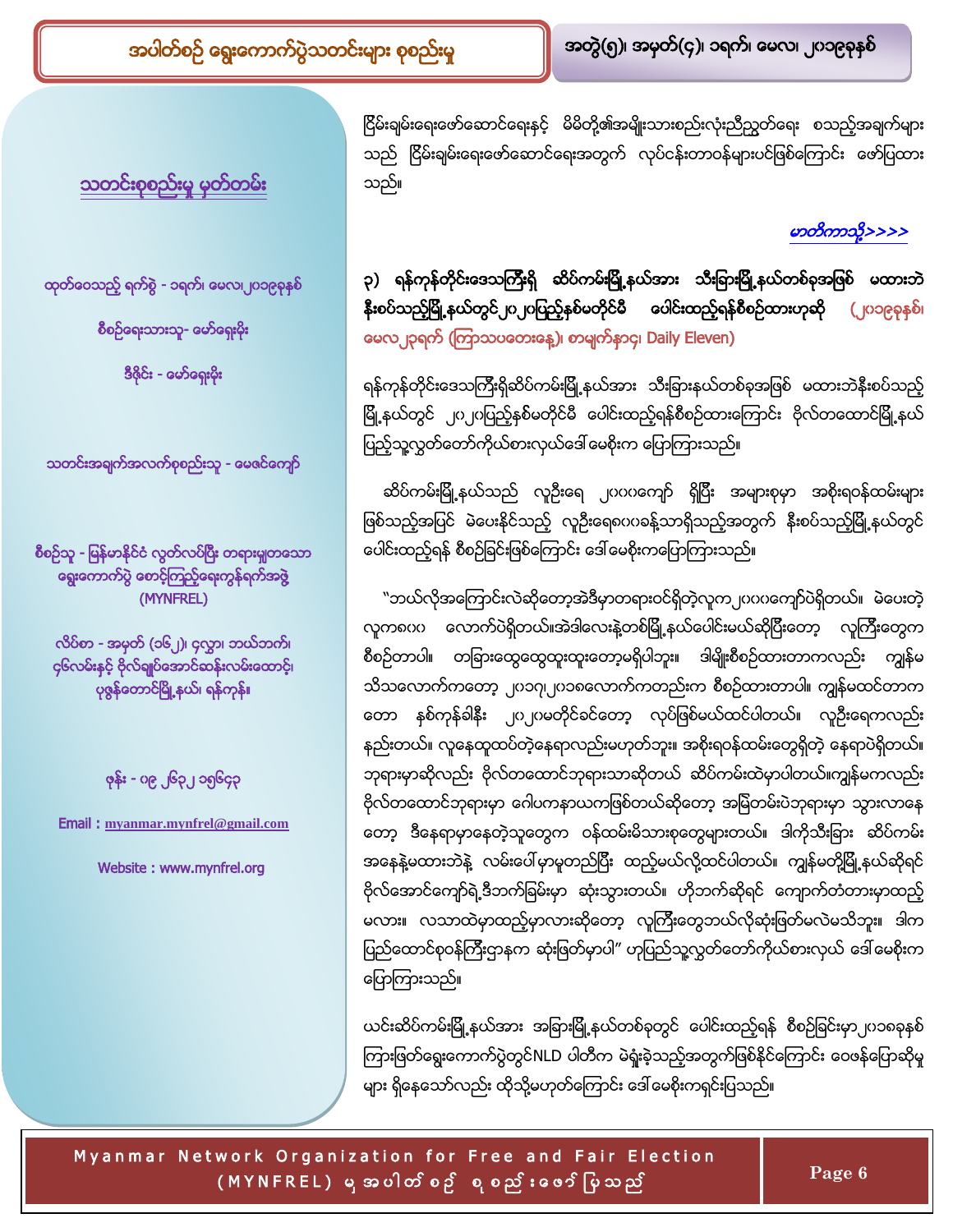## သတင်းစုစည်းမှု မှတ်တမ်း

ထုတ်ဝေသည့် ရက်စွဲ - ၁ရက်၊ မေလ၊ ၂၀၁၉ခုနှစ်

စီစဉ်ရေးသားသူ- မော်ရှေးမိုး

ဒီဇိုင်း - မော်ရှေးမိုး

သတင်းအချက်အလက်စုစည်းသူ - မေဇင်ကျော်

စီစဉ်သူ - မြန်မာနိုင်ငံ လွတ်လပ်ပြီး တရားမျှတသော ရွေးကောက်ပွဲ စောင့်ကြည့်ရေးကွန်ရက်အဖွဲ့ (MYNFREL)

လိပ်စာ - အမှတ် (၁၆၂)၊ ၄လွှာ၊ ဘယ်ဘက်၊ ၄၆လမ်းနှင့် ဗိုလ်ချုပ်အောင်ဆန်းလမ်းထောင့်၊ ပုဇွန်တောင်မြို့နယ်၊ ရန်ကုန်။

ဖုန်း - ၀၉ ၂၆၃၂ ၁၅၆၄၃

Email : myanmar.mynfrel@gmail.com

Website : www.mynfrel.org

ငြိမ်းချမ်းရေးဖော်ဆောင်ရေးနှင့် မိမိတို့၏အမျိုးသားစည်းလုံးညီညွတ်ရေး စသည့်အချက်များသည် ငြိမ်းချမ်းရေးဖော်ဆောင်ရေးအတွက် လုပ်ငန်းတာဝန်များပင်ဖြစ်ကြောင်း ဖော်ပြထားသည်။

*မာတိကာသို့>>>>*

**၃) ရန်ကုန်တိုင်းဒေသကြီးရှိ ဆိပ်ကမ်းမြို့နယ်အား သီးခြားမြို့နယ်တစ်ခုအဖြစ် မထားဘဲ နီးစပ်သည့်မြို့နယ်တွင် ၂၀၂၀ပြည့်နှစ်မတိုင်မီ ပေါင်းထည့်ရန်စီစဉ်ထားဟုဆို** (၂၀၁၉ခုနှစ်၊ မေလ၂ရက် (ကြာသပတေးနေ့)၊ စာမျက်နှာ၄၊ Daily Eleven)

ရန်ကုန်တိုင်းဒေသကြီးရှိဆိပ်ကမ်းမြို့နယ်အား သီးခြားနယ်တစ်ခုအဖြစ် မထားဘဲနီးစပ်သည့်မြို့နယ်တွင် ၂၀၂၀ပြည့်နှစ်မတိုင်မီ ပေါင်းထည့်ရန်စီစဉ်ထားကြောင်း ဗိုလ်တထောင်မြို့နယ်ပြည့်သူ့လွှတ်တော်ကိုယ်စားလှယ်ဒေါ်မေစိုးက ပြောကြားသည်။

ဆိပ်ကမ်းမြို့နယ်သည် လူဦးရေ ၂၀၀၀ကျော် ရှိပြီး အများစုမှာ အစိုးရဝန်ထမ်းများဖြစ်သည့်အပြင် မဲပေးနိုင်သည့် လူဦးရေ၈၀၀ခန့်သာရှိသည့်အတွက် နီးစပ်သည့်မြို့နယ်တွင် ပေါင်းထည့်ရန် စီစဉ်ခြင်းဖြစ်ကြောင်း ဒေါ်မေစိုးကပြောကြားသည်။

"ဘယ်လိုအကြောင်းလဲဆိုတော့အဲဒီမှာတရားဝင်ရှိတဲ့လူက၂၀၀၀ကျော်ပဲရှိတယ်။ မဲပေးတဲ့လူက၈၀၀ လောက်ပဲရှိတယ်။အဲဒါလေးနဲ့တစ်မြို့နယ်ပေါင်းမယ်ဆိုပြီးတော့ လူကြီးတွေက စီစဉ်တာပါ။ တခြားထွေထွေထူးထူးတော့မရှိပါဘူး။ ဒါမျိုးစီစဉ်ထားတာကလည်း ကျွန်မသိသလောက်ကတော့ ၂၀၁၇၊၂၀၁၈လောက်ကတည်းက စီစဉ်ထားတာပါ။ ကျွန်မထင်တာကတော့ နှစ်ကုန်ခါနီး ၂၀၂၀မတိုင်ခင်တော့ လုပ်ဖြစ်မယ်ထင်ပါတယ်။ လူဦးရေကလည်း နည်းတယ်။ လူနေထူထပ်တဲ့နေရာလည်းမဟုတ်ဘူး။ အစိုးရဝန်ထမ်းတွေရှိတဲ့ နေရာပဲရှိတယ်။ ဘုရားမှာဆိုလည်း ဗိုလ်တထောင်ဘုရားသာဆိုတယ် ဆိပ်ကမ်းထဲမှာပါတယ်။ကျွန်မကလည်း ဗိုလ်တထောင်ဘုရားမှာ ဂေါပကနာယကဖြစ်တယ်ဆိုတော့ အမြဲတမ်းပဲဘုရားမှာ သွားလာနေတော့ ဒီနေရာမှာနေတဲ့သူတွေက ဝန်ထမ်းမိသားစုတွေများတယ်။ ဒါကိုသီးခြား ဆိပ်ကမ်းအနေနဲ့မထားဘဲနဲ့ လမ်းပေါ်မှာမူတည်ပြီး ထည့်မယ်လို့ထင်ပါတယ်။ ကျွန်မတို့မြို့နယ်ဆိုရင် ဗိုလ်အောင်ကျော်ရဲ့ဒီဘက်ခြမ်းမှာ ဆုံးသွားတယ်။ ဟိုဘက်ဆိုရင် ကျောက်တံတားမှာထည့်မလား။ လသာထဲမှာထည့်မှာလားဆိုတော့ လူကြီးတွေဘယ်လိုဆုံးဖြတ်မလဲမသိဘူး။ ဒါက ပြည်ထောင်စုဝန်ကြီးဌာနက ဆုံးဖြတ်မှာပါ" ဟုပြည်သူ့လွှတ်တော်ကိုယ်စားလှယ် ဒေါ်မေစိုးက ပြောကြားသည်။

ယင်းဆိပ်ကမ်းမြို့နယ်အား အခြားမြို့နယ်တစ်ခုတွင် ပေါင်းထည့်ရန် စီစဉ်ခြင်းမှာ၂၀၁၈ခုနှစ်ကြားဖြတ်ရွေးကောက်ပွဲတွင်NLD ပါတီက မဲရှုံးခဲ့သည့်အတွက်ဖြစ်နိုင်ကြောင်း ဝေဖန်ပြောဆိုမှုများ ရှိနေသော်လည်း ထိုသို့မဟုတ်ကြောင်း ဒေါ်မေစိုးကရှင်းပြသည်။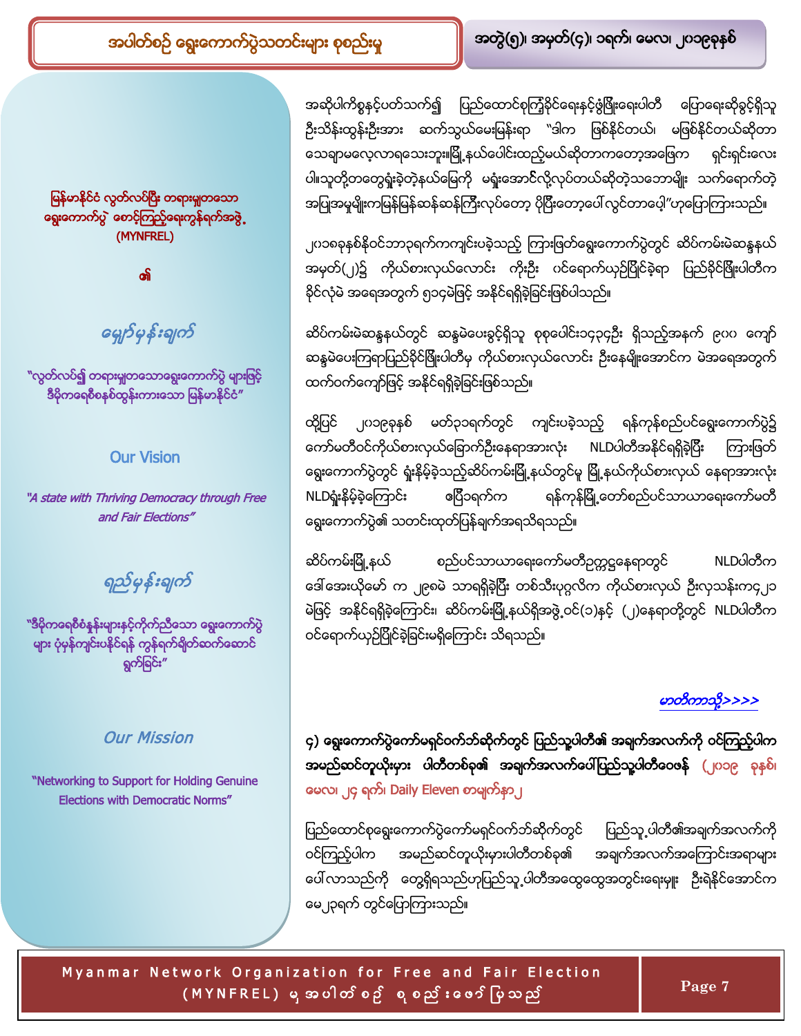အဆိုပါကိစ္စနှင့်ပတ်သက်၍ ပြည်ထောင်စုကြံ့ခိုင်ရေးနှင့်ဖွံ့ဖြိုးရေးပါတီ ပြောရေးဆိုခွင့်ရှိသူ ဦးသိန်းထွန်းဦးအား ဆက်သွယ်မေးမြန်းရာ "ဒါက ဖြစ်နိုင်တယ်၊ မဖြစ်နိုင်တယ်ဆိုတာ သေချာမလေ့လာရသေးဘူး။မြို့နယ်ပေါင်းထည့်မယ်ဆိုတာကတော့အဖြေက ရှင်းရှင်းလေး ပါ။သူတို့တွေရှုံးခဲ့တဲ့နယ်မြေကို မရှုံးအောင်လို့လုပ်တယ်ဆိုတဲ့သဘောမျိုး သက်ရောက်တဲ့ အပြုအမူမျိုးကမြန်မြန်ဆန်ဆန်ကြီးလုပ်တော့ ပိုပြီးတော့ပေါ်လွင်တာပေါ့"ဟုပြောကြားသည်။

၂၀၁၈ခုနှစ်နိုဝင်ဘာ၃ရက်ကကျင်းပခဲ့သည့် ကြားဖြတ်ရွေးကောက်ပွဲတွင် ဆိပ်ကမ်းမဲဆန္ဒနယ် အမှတ်(၂)၌ ကိုယ်စားလှယ်လောင်း ကိုဦး ဝင်ရောက်ယှဉ်ပြိုင်ခဲ့ရာ ပြည်ခိုင်ဖြိုးပါတီက နိုင်လုံမဲ အရေအတွက် ၅၁၄မဲဖြင့် အနိုင်ရရှိခဲ့ခြင်းဖြစ်ပါသည်။

ဆိပ်ကမ်းမဲဆန္ဒနယ်တွင် ဆန္ဒမဲပေးခွင့်ရှိသူ စုစုပေါင်း၁၄၃၄ဦး ရှိသည့်အနက် ၉၈၈ ကျော် ဆန္ဒမဲပေးကြရာပြည်ခိုင်ဖြိုးပါတီမှ ကိုယ်စားလှယ်လောင်း ဦးနေမျိုးအောင်က မဲအရေအတွက် ထက်ဝက်ကျော်ဖြင့် အနိုင်ရရှိခဲ့ခြင်းဖြစ်သည်။

ထို့ပြင် ၂၀၁၉ခုနှစ် မတ်၁ရက်တွင် ကျင်းပခဲ့သည့် ရန်ကုန်စည်ပင်ရွေးကောက်ပွဲ၌ ကော်မတီဝင်ကိုယ်စားလှယ်ခြောက်ဦးနေရာအားလုံး NLDပါတီအနိုင်ရရှိခဲ့ပြီး ကြားဖြတ် ရွေးကောက်ပွဲတွင် ရှုံးနိမ့်ခဲ့သည့်ဆိပ်ကမ်းမြို့နယ်တွင်မူ မြို့နယ်ကိုယ်စားလှယ် နေရာအားလုံး NLDရှုံးနိမ့်ခဲ့ကြောင်း ဖေ၁ရက်က ရန်ကုန်မြို့တော်စည်ပင်သာယာရေးကော်မတီ ရွေးကောက်ပွဲ၏ သတင်းထုတ်ပြန်ချက်အရသိရသည်။

ဆိပ်ကမ်းမြို့နယ် စည်ပင်သာယာရေးကော်မတီဥက္ကဌနေရာတွင် NLDပါတီက ဒေါ်အေးယိမော် က ၂၉၈မဲ သာရရှိခဲ့ပြီး တစ်သီးပုဂ္ဂလိက ကိုယ်စားလှယ် ဦးလှသန်းက၄၂၁ မဲဖြင့် အနိုင်ရရှိခဲ့ကြောင်း၊ ဆိပ်ကမ်းမြို့နယ်ရှိအဖွဲ့ဝင်(၁)နှင့် (၂)နေရာတို့တွင် NLDပါတီက ဝင်ရောက်ယှဉ်ပြိုင်ခဲ့ခြင်းမရှိကြောင်း သိရသည်။

*မာတိကာသို့>>>>*

**၄) ရွေးကောက်ပွဲကော်မရှင်ဝက်ဘ်ဆိုက်တွင် ပြည်သူ့ပါတီ၏ အချက်အလက်ကို ဝင်ကြည့်ပါက အမည်ဆင်တူယိုးမှား ပါတီတစ်ခု၏ အချက်အလက်ပေါ်ပြည်သူ့ပါတီဝေဖန်** (၂၀၁၉ ခုနှစ်၊ မေလ၊ ၂၄ ရက်၊ Daily Eleven စာမျက်နှာ၂)

ပြည်ထောင်စုရွေးကောက်ပွဲကော်မရှင်ဝက်ဘ်ဆိုက်တွင် ပြည်သူ့ပါတီ၏အချက်အလက်ကို ဝင်ကြည့်ပါက အမည်ဆင်တူယိုးမှားပါတီတစ်ခု၏ အချက်အလက်အကြောင်းအရာများ ပေါ်လာသည်ကို တွေ့ရှိရသည်ဟုပြည်သူ့ပါတီအထွေထွေအတွင်းရေးမှူး ဦးရဲနိုင်အောင်က မေ၂၃ရက် တွင်ပြောကြားသည်။

မြန်မာနိုင်ငံ လွတ်လပ်ပြီး တရားမျှတသော ရွေးကောက်ပွဲ စောင့်ကြည့်ရေးကွန်ရက်အဖွဲ့ (MYNFREL)

၏

*မျှော်မှန်းချက်*

"လွတ်လပ်၍ တရားမျှတသောရွေးကောက်ပွဲ များဖြင့် ဒီမိုကရေစီစနစ်ထွန်းကားသော မြန်မာနိုင်ငံ"

**Our Vision**

*"A state with Thriving Democracy through Free and Fair Elections"*

*ရည်မှန်းချက်*

"ဒီမိုကရေစီစံနှုန်းများနှင့်ကိုက်ညီသော ရွေးကောက်ပွဲ များ ပုံမှန်ကျင်းပနိုင်ရန် ကွန်ရက်ချိတ်ဆက်ဆောင် ရွက်ခြင်း"

***Our Mission***

"Networking to Support for Holding Genuine Elections with Democratic Norms"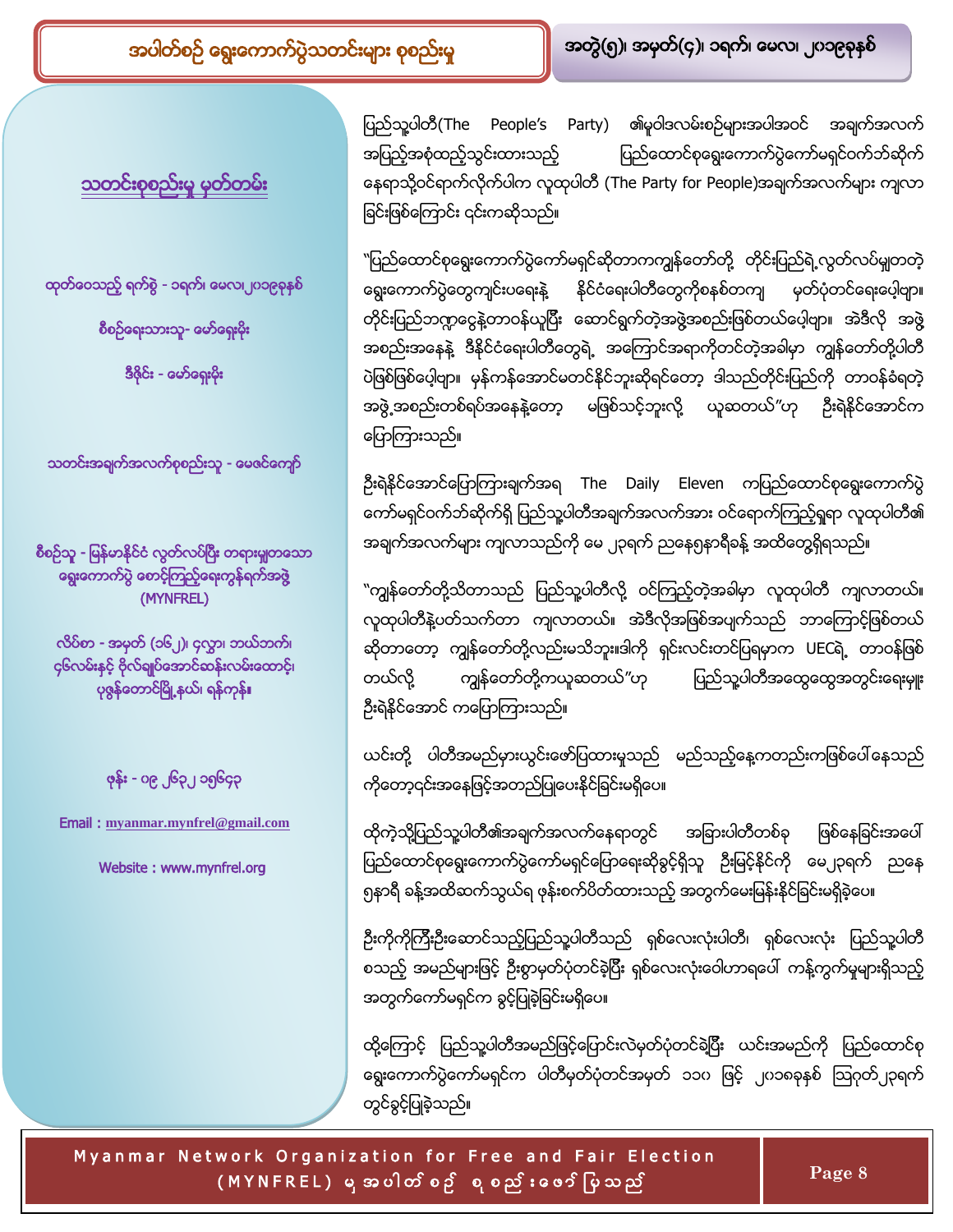## သတင်းစုစည်းမှု မှတ်တမ်း

ထုတ်ဝေသည့် ရက်စွဲ - ၁ရက်၊ မေလ၊၂၀၁၉ခုနှစ်

စီစဉ်ရေးသားသူ- မော်ရှေးမိုး

ဒီဇိုင်း - မော်ရှေးမိုး

သတင်းအချက်အလက်စုစည်းသူ - မေဇင်ကျော်

စီစဉ်သူ - မြန်မာနိုင်ငံ လွတ်လပ်ပြီး တရားမျှတသော ရွေးကောက်ပွဲ စောင့်ကြည့်ရေးကွန်ရက်အဖွဲ့ (MYNFREL)

လိပ်စာ - အမှတ် (၁၆၂)၊ ၄လွှာ၊ ဘယ်ဘက်၊ ၄၆လမ်းနှင့် ဗိုလ်ချုပ်အောင်ဆန်းလမ်းထောင့်၊ ပုဇွန်တောင်မြို့နယ်၊ ရန်ကုန်။

ဖုန်း - ၀၉ ၂၆၃၂ ၁၅၆၄၃

Email : myanmar.mynfrel@gmail.com

Website : www.mynfrel.org

ပြည်သူ့ပါတီ(The People's Party) ၏မူဝါဒလမ်းစဉ်များအပါအဝင် အချက်အလက် အပြည့်အစုံထည့်သွင်းထားသည့် ပြည်ထောင်စုရွေးကောက်ပွဲကော်မရှင်ဝက်ဘ်ဆိုက် နေရာသို့ဝင်ရောက်လိုက်ပါက လူထုပါတီ (The Party for People)အချက်အလက်များ ကျလာ ခြင်းဖြစ်ကြောင်း ၎င်းကဆိုသည်။

"ပြည်ထောင်စုရွေးကောက်ပွဲကော်မရှင်ဆိုတာကကျွန်တော်တို့ တိုင်းပြည်ရဲ့လွတ်လပ်မျှတတဲ့ ရွေးကောက်ပွဲတွေကျင်းပရေးနဲ့ နိုင်ငံရေးပါတီတွေကိုစနစ်တကျ မှတ်ပုံတင်ရေးပေါ့ဗျာ။ တိုင်းပြည်ဘဏ္ဍာငွေနဲ့တာဝန်ယူပြီး ဆောင်ရွက်တဲ့အဖွဲ့အစည်းဖြစ်တယ်ပေါ့ဗျာ။ အဲဒီလို အဖွဲ့ အစည်းအနေနဲ့ ဒီနိုင်ငံရေးပါတီတွေရဲ့ အကြောင်းအရာကိုတင်တဲ့အခါမှာ ကျွန်တော်တို့ပါတီ ပဲဖြစ်ဖြစ်ပေါ့ဗျာ။ မှန်ကန်အောင်မတင်နိုင်ဘူးဆိုရင်တော့ ဒါသည်တိုင်းပြည်ကို တာဝန်ခံရတဲ့ အဖွဲ့အစည်းတစ်ရပ်အနေနဲ့တော့ မဖြစ်သင့်ဘူးလို့ ယူဆတယ်"ဟု ဦးရဲနိုင်အောင်က ပြောကြားသည်။

ဦးရဲနိုင်အောင်ပြောကြားချက်အရ The Daily Eleven ကပြည်ထောင်စုရွေးကောက်ပွဲ ကော်မရှင်ဝက်ဘ်ဆိုက်ရှိ ပြည်သူ့ပါတီအချက်အလက်အား ဝင်ရောက်ကြည့်ရှုရာ လူထုပါတီ၏ အချက်အလက်များ ကျလာသည်ကို မေ ၂၃ရက် ညနေ၅နာရီခန့် အထိတွေ့ရှိရသည်။

"ကျွန်တော်တို့သိတာသည် ပြည်သူ့ပါတီလို့ ဝင်ကြည့်တဲ့အခါမှာ လူထုပါတီ ကျလာတယ်။ လူထုပါတီနဲ့ပတ်သက်တာ ကျလာတယ်။ အဲဒီလိုအဖြစ်အပျက်သည် ဘာကြောင့်ဖြစ်တယ် ဆိုတာတော့ ကျွန်တော်တို့လည်းမသိဘူး။ဒါကို ရှင်းလင်းတင်ပြရမှာက UECရဲ့ တာဝန်ဖြစ် တယ်လို့ ကျွန်တော်တို့ကယူဆတယ်"ဟု ပြည်သူ့ပါတီအထွေထွေအတွင်းရေးမှူး ဦးရဲနိုင်အောင် ကပြောကြားသည်။

ယင်းတို့ ပါတီအမည်များယွင်းဖော်ပြထားမှုသည် မည်သည့်နေ့ကတည်းကဖြစ်ပေါ်နေသည် ကိုတော့၎င်းအနေဖြင့်အတည်ပြုပေးနိုင်ခြင်းမရှိပေ။

ထိုကဲ့သို့ပြည်သူ့ပါတီ၏အချက်အလက်နေရာတွင် အခြားပါတီတစ်ခု ဖြစ်နေခြင်းအပေါ် ပြည်ထောင်စုရွေးကောက်ပွဲကော်မရှင်ပြောရေးဆိုခွင့်ရှိသူ ဦးမြင့်နိုင်ကို မေ၂၃ရက် ညနေ ၅နာရီ ခန့်အထိဆက်သွယ်ရ ဖုန်းစက်ပိတ်ထားသည့် အတွက်မေးမြန်းနိုင်ခြင်းမရှိခဲ့ပေ။

ဦးကိုကိုကြီးဦးဆောင်သည့်ပြည်သူ့ပါတီသည် ရှစ်လေးလုံးပါတီ၊ ရှစ်လေးလုံး ပြည်သူ့ပါတီ စသည့် အမည်များဖြင့် ဦးစွာမှတ်ပုံတင်ခဲ့ပြီး ရှစ်လေးလုံးဝေါဟာရပေါ် ကန့်ကွက်မှုများရှိသည့် အတွက်ကော်မရှင်က ခွင့်ပြုခဲ့ခြင်းမရှိပေ။

ထို့ကြောင့် ပြည်သူ့ပါတီအမည်ဖြင့်ပြောင်းလဲမှတ်ပုံတင်ခဲ့ပြီး ယင်းအမည်ကို ပြည်ထောင်စု ရွေးကောက်ပွဲကော်မရှင်က ပါတီမှတ်ပုံတင်အမှတ် ၁၁၀ ဖြင့် ၂၀၁၈ခုနှစ် ဩဂုတ်၂၃ရက် တွင်ခွင့်ပြုခဲ့သည်။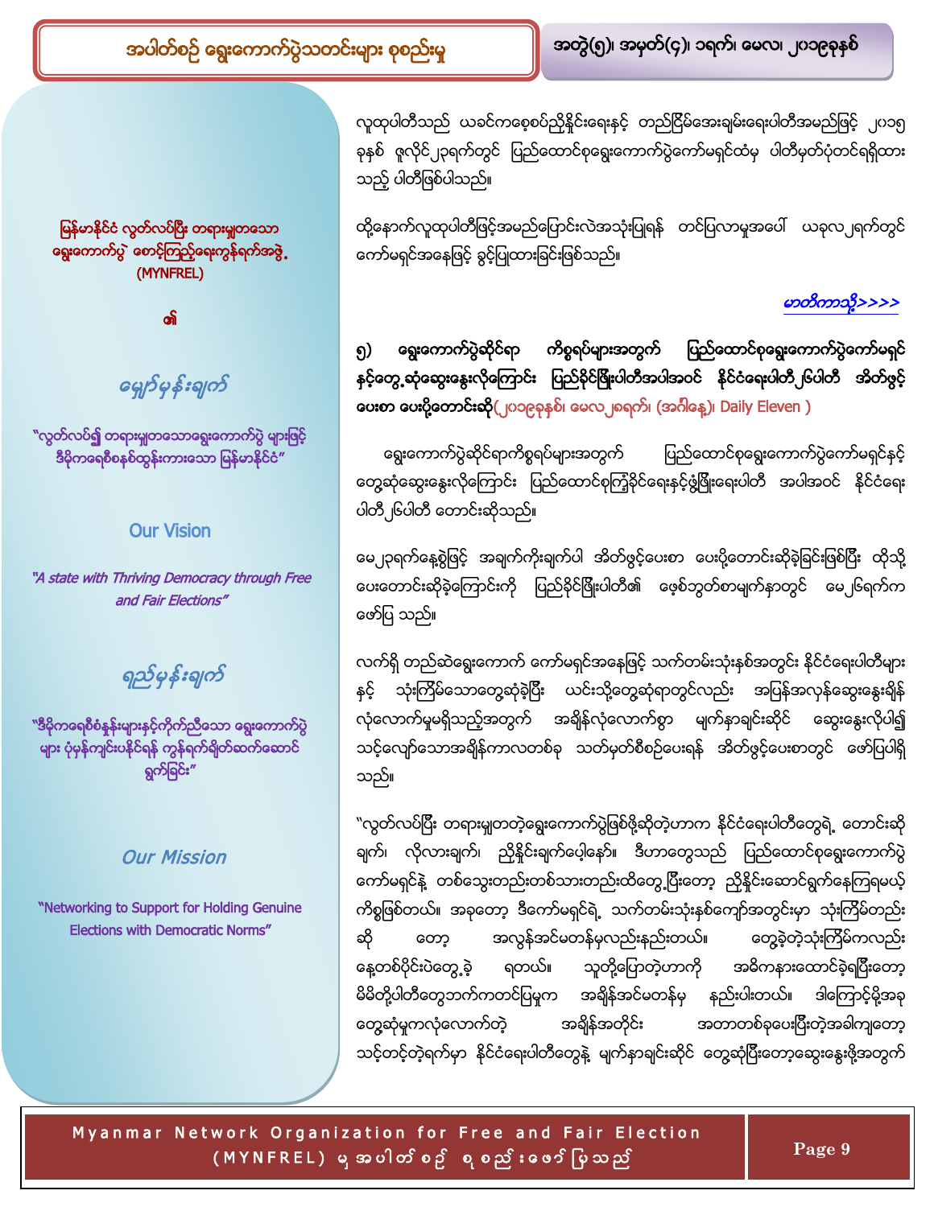မြန်မာနိုင်ငံ လွတ်လပ်ပြီး တရားမျှတသော ရွေးကောက်ပွဲ စောင့်ကြည့်ရေးကွန်ရက်အဖွဲ့ (MYNFREL)

၏

*မျှော်မှန်းချက်*

"လွတ်လပ်၍ တရားမျှတသောရွေးကောက်ပွဲ များဖြင့် ဒီမိုကရေစီစနစ်ထွန်းကားသော မြန်မာနိုင်ငံ"

**Our Vision**

*"A state with Thriving Democracy through Free and Fair Elections"*

*ရည်မှန်းချက်*

"ဒီမိုကရေစီစံနှုန်းများနှင့်ကိုက်ညီသော ရွေးကောက်ပွဲများ ပုံမှန်ကျင်းပနိုင်ရန် ကွန်ရက်ချိတ်ဆက်ဆောင်ရွက်ခြင်း"

**Our Mission**

"Networking to Support for Holding Genuine Elections with Democratic Norms"

လူထုပါတီသည် ယခင်ကစေ့စပ်ညှိနှိုင်းရေးနှင့် တည်ငြိမ်အေးချမ်းရေးပါတီအမည်ဖြင့် ၂၀၁၅ ခုနှစ် ဇူလိုင်၂၃ရက်တွင် ပြည်ထောင်စုရွေးကောက်ပွဲကော်မရှင်ထံမှ ပါတီမှတ်ပုံတင်ရရှိထားသည့် ပါတီဖြစ်ပါသည်။

ထို့နောက်လူထုပါတီဖြင့်အမည်ပြောင်းလဲအသုံးပြုရန် တင်ပြလာမှုအပေါ် ယခုလ၂ရက်တွင် ကော်မရှင်အနေဖြင့် ခွင့်ပြုထားခြင်းဖြစ်သည်။

*မာတိကာသို့>>>>*

**၅) ရွေးကောက်ပွဲဆိုင်ရာ ကိစ္စရပ်များအတွက် ပြည်ထောင်စုရွေးကောက်ပွဲကော်မရှင်နှင့်တွေ့ဆုံဆွေးနွေးလိုကြောင်း ပြည်ခိုင်ဖြိုးပါတီအပါအဝင် နိုင်ငံရေးပါတီ၂၆ပါတီ အိတ်ဖွင့်ပေးစာ ပေးပို့တောင်းဆို**(၂၀၁၉ခုနှစ်၊ မေလ၂၈ရက်၊ (အင်္ဂါနေ့)၊ Daily Eleven )

ရွေးကောက်ပွဲဆိုင်ရာကိစ္စရပ်များအတွက် ပြည်ထောင်စုရွေးကောက်ပွဲကော်မရှင်နှင့်တွေ့ဆုံဆွေးနွေးလိုကြောင်း ပြည်ထောင်စုကြံ့ခိုင်ရေးနှင့်ဖွံ့ဖြိုးရေးပါတီ အပါအဝင် နိုင်ငံရေးပါတီ၂၆ပါတီ တောင်းဆိုသည်။

မေ၂၃ရက်နေ့စွဲဖြင့် အချက်ကိုးချက်ပါ အိတ်ဖွင့်ပေးစာ ပေးပို့တောင်းဆိုခဲ့ခြင်းဖြစ်ပြီး ထိုသို့ပေးတောင်းဆိုခဲ့ကြောင်းကို ပြည်ခိုင်ဖြိုးပါတီ၏ ဖေ့စ်ဘွတ်စာမျက်နှာတွင် မေ၂၆ရက်က ဖော်ပြ သည်။

လက်ရှိ တည်ဆဲရွေးကောက် ကော်မရှင်အနေဖြင့် သက်တမ်းသုံးနှစ်အတွင်း နိုင်ငံရေးပါတီများနှင့် သုံးကြိမ်သောတွေ့ဆုံခဲ့ပြီး ယင်းသို့တွေ့ဆုံရာတွင်လည်း အပြန်အလှန်ဆွေးနွေးချိန်လုံလောက်မှုမရှိသည့်အတွက် အချိန်လုံလောက်စွာ မျက်နှာချင်းဆိုင် ဆွေးနွေးလိုပါ၍ သင့်လျော်သောအချိန်ကာလတစ်ခု သတ်မှတ်စီစဉ်ပေးရန် အိတ်ဖွင့်ပေးစာတွင် ဖော်ပြပါရှိသည်။

"လွတ်လပ်ပြီး တရားမျှတတဲ့ရွေးကောက်ပွဲဖြစ်ဖို့ဆိုတဲ့ဟာက နိုင်ငံရေးပါတီတွေရဲ့ တောင်းဆိုချက်၊ လိုလားချက်၊ ညှိနှိုင်းချက်ပေါ့နော်။ ဒီဟာတွေသည် ပြည်ထောင်စုရွေးကောက်ပွဲကော်မရှင်နဲ့ တစ်သွေးတည်းတစ်သားတည်းထိတွေ့ပြီးတော့ ညှိနှိုင်းဆောင်ရွက်နေကြရမယ့် ကိစ္စဖြစ်တယ်။ အခုတော့ ဒီကော်မရှင်ရဲ့ သက်တမ်းသုံးနှစ်ကျော်အတွင်းမှာ သုံးကြိမ်တည်းဆို တော့ အလွန်အင်မတန်မှလည်းနည်းတယ်။ တွေ့ခဲ့တဲ့သုံးကြိမ်ကလည်း နေ့တစ်ပိုင်းပဲတွေ့ခဲ့ ရတယ်။ သူတို့ပြောတဲ့ဟာကို အဓိကနားထောင်ခဲ့ရပြီးတော့ မိမိတို့ပါတီတွေဘက်ကတင်ပြမှုက အချိန်အင်မတန်မှ နည်းပါးတယ်။ ဒါကြောင့်မို့အခုတွေ့ဆုံမှုကလုံလောက်တဲ့ အချိန်အတိုင်း အတာတစ်ခုပေးပြီးတဲ့အခါကျတော့ သင့်တင့်တဲ့ရက်မှာ နိုင်ငံရေးပါတီတွေနဲ့ မျက်နှာချင်းဆိုင် တွေ့ဆုံပြီးတော့ဆွေးနွေးဖို့အတွက်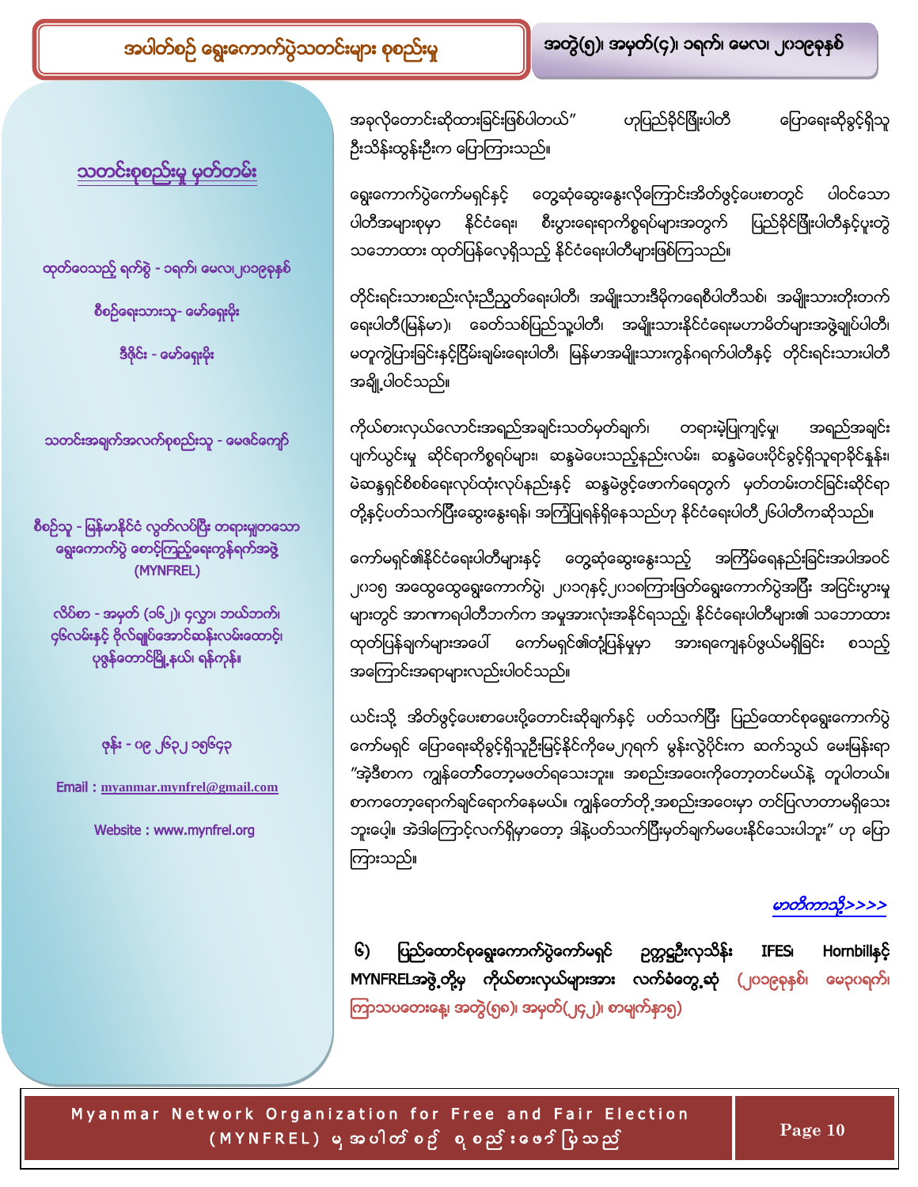အခုလိုတောင်းဆိုထားခြင်းဖြစ်ပါတယ်" ဟုပြည်ခိုင်ဖြိုးပါတီ ပြောရေးဆိုခွင့်ရှိသူ ဦးသိန်းထွန်းဦးက ပြောကြားသည်။

ရွေးကောက်ပွဲကော်မရှင်နှင့် တွေ့ဆုံဆွေးနွေးလိုကြောင်းအိတ်ဖွင့်ပေးစာတွင် ပါဝင်သော ပါတီအမျာစုမှာ နိုင်ငံရေး၊ စီးပွားရေးရာကိစ္စရပ်များအတွက် ပြည်ခိုင်ဖြိုးပါတီနှင့်ပူးတွဲ သဘောထား ထုတ်ပြန်လေ့ရှိသည့် နိုင်ငံရေးပါတီများဖြစ်ကြသည်။

တိုင်းရင်းသားစည်းလုံးညီညွတ်ရေးပါတီ၊ အမျိုးသားဒီမိုကရေစီပါတီသစ်၊ အမျိုးသားတိုးတက်ရေးပါတီ(မြန်မာ)၊ ခေတ်သစ်ပြည်သူ့ပါတီ၊ အမျိုးသားနိုင်ငံရေးမဟာမိတ်များအဖွဲ့ချုပ်ပါတီ၊ မတူကွဲပြားခြင်းနှင့်ငြိမ်းချမ်းရေးပါတီ၊ မြန်မာအမျိုးသားကွန်ဂရက်ပါတီနှင့် တိုင်းရင်းသားပါတီ အချို့ပါဝင်သည်။

ကိုယ်စားလှယ်လောင်းအရည်အချင်းသတ်မှတ်ချက်၊ တရားမဲ့ပြုကျင့်မှု၊ အရည်အချင်း ပျက်ယွင်းမှု ဆိုင်ရာကိစ္စရပ်များ၊ ဆန္ဒမဲပေးသည့်နည်းလမ်း၊ ဆန္ဒမဲပေးပိုင်ခွင့်ရှိသူရာခိုင်နှုန်း၊ မဲဆန္ဒရှင်စိစစ်ရေးလုပ်ထုံးလုပ်နည်းနှင့် ဆန္ဒမဲဖွင့်ဖောက်ရေတွက် မှတ်တမ်းတင်ခြင်းဆိုင်ရာ တို့နှင့်ပတ်သက်ပြီးဆွေးနွေးရန်၊ အကြံပြုရန်ရှိနေသည်ဟု နိုင်ငံရေးပါတီ၂၆ပါတီကဆိုသည်။

ကော်မရှင်၏နိုင်ငံရေးပါတီများနှင့် တွေ့ဆုံဆွေးနွေးသည့် အကြိမ်ရေနည်းခြင်းအပါအဝင် ၂၀၁၅ အထွေထွေရွေးကောက်ပွဲ၊ ၂၀၁၇နှင့်၂၀၁၈ကြားဖြတ်ရွေးကောက်ပွဲအပြီး အငြင်းပွားမှုများတွင် အာဏာရပါတီဘက်က အမှုအားလုံးအနိုင်ရသည့်၊ နိုင်ငံရေးပါတီများ၏ သဘောထား ထုတ်ပြန်ချက်များအပေါ် ကော်မရှင်၏တုံ့ပြန်မှုမှာ အားရကျေနပ်ဖွယ်မရှိခြင်း စသည့် အကြောင်းအရာများလည်းပါဝင်သည်။

ယင်းသို့ အိတ်ဖွင့်ပေးစာပေးပို့တောင်းဆိုချက်နှင့် ပတ်သက်ပြီး ပြည်ထောင်စုရွေးကောက်ပွဲ ကော်မရှင် ပြောရေးဆိုခွင့်ရှိသူဦးမြင့်နိုင်ကိုမေ၂၇ရက် မွန်းလွဲပိုင်းက ဆက်သွယ် မေးမြန်းရာ "အဲ့ဒီစာက ကျွန်တော်တော့မဖတ်ရသေးဘူး။ အစည်းအဝေးကိုတော့တင်မယ်နဲ့ တူပါတယ်။ စာကတော့ရောက်ချင်ရောက်နေမယ်။ ကျွန်တော်တို့အစည်းအဝေးမှာ တင်ပြလာတာမရှိသေး ဘူးပေါ့။ အဲဒါကြောင့်လက်ရှိမှာတော့ ဒါနဲ့ပတ်သက်ပြီးမှတ်ချက်မပေးနိုင်သေးပါဘူး" ဟု ပြော ကြားသည်။

*မာတိကာသို့>>>>*

**၆) ပြည်ထောင်စုရွေးကောက်ပွဲကော်မရှင် ဥက္ကဋ္ဌဦးလှသိန်း IFES၊ Hornbillနှင့် MYNFRELအဖွဲ့တို့မှ ကိုယ်စားလှယ်များအား လက်ခံတွေ့ဆုံ** (၂၀၁၉ခုနှစ်၊ မေ၃၀ရက်၊ ကြာသပတေးနေ့၊ အတွဲ(၅၈)၊ အမှတ်(၂၄၂)၊ စာမျက်နှာ၅)

## သတင်းစုစည်းမှု မှတ်တမ်း

ထုတ်ဝေသည့် ရက်စွဲ - ၁ရက်၊ မေလ၊ ၂၀၁၉ခုနှစ်

စီစဉ်ရေးသားသူ- မော်ရှေးမိုး

ဒီဇိုင်း - မော်ရှေးမိုး

သတင်းအချက်အလက်စုစည်းသူ - မေဇင်ကျော်

စီစဉ်သူ - မြန်မာနိုင်ငံ လွတ်လပ်ပြီး တရားမျှတသော ရွေးကောက်ပွဲ စောင့်ကြည့်ရေးကွန်ရက်အဖွဲ့ (MYNFREL)

လိပ်စာ - အမှတ် (၁၆၂)၊ ၄လွှာ၊ ဘယ်ဘက်၊ ၄၆လမ်းနှင့် ဗိုလ်ချုပ်အောင်ဆန်းလမ်းထောင့်၊ ပုဇွန်တောင်မြို့နယ်၊ ရန်ကုန်။

ဖုန်း - ၀၉ ၂၆၃၂ ၁၅၆၄၃

Email : myanmar.mynfrel@gmail.com

Website : www.mynfrel.org

Myanmar Network Organization for Free and Fair Election (MYNFREL) မှ အပါတ်စဉ် စုစည်းဖော်ပြသည်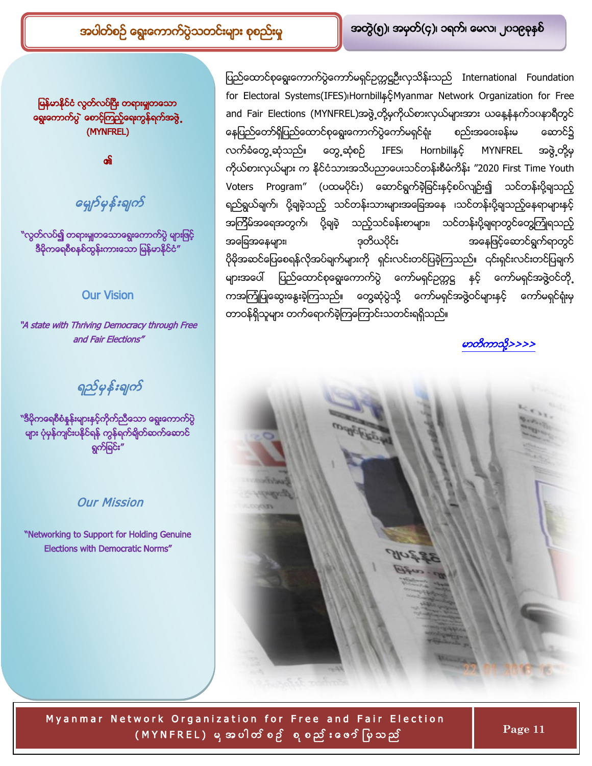မြန်မာနိုင်ငံ လွတ်လပ်ပြီး တရားမျှတသော ရွေးကောက်ပွဲ စောင့်ကြည့်ရေးကွန်ရက်အဖွဲ့ (MYNFREL)

၏

*မျှော်မှန်းချက်*

"လွတ်လပ်၍ တရားမျှတသောရွေးကောက်ပွဲ များဖြင့် ဒီမိုကရေစီစနစ်ထွန်းကားသော မြန်မာနိုင်ငံ"

**Our Vision**

*"A state with Thriving Democracy through Free and Fair Elections"*

*ရည်မှန်းချက်*

"ဒီမိုကရေစီစံနှုန်းများနှင့်ကိုက်ညီသော ရွေးကောက်ပွဲများ ပံ့ပိုးကျင်းပနိုင်ရန် ကွန်ရက်ချိတ်ဆက်ဆောင်ရွက်ခြင်း"

***Our Mission***

"Networking to Support for Holding Genuine Elections with Democratic Norms"

ပြည်ထောင်စုရွေးကောက်ပွဲကော်မရှင်ဥက္ကဋ္ဌဦးလှသိန်းသည် International Foundation for Electoral Systems(IFES)၊Hornbillနှင့်Myanmar Network Organization for Free and Fair Elections (MYNFREL)အဖွဲ့တို့မှကိုယ်စားလှယ်များအား ယနေ့နံနက်၁၀နာရီတွင် နေပြည်တော်ရှိပြည်ထောင်စုရွေးကောက်ပွဲကော်မရှင်ရုံး စည်းအဝေးခန်းမ ဆောင်၌ လက်ခံတွေ့ဆုံသည်။ တွေ့ဆုံစဉ် IFES၊ Hornbillနှင့် MYNFREL အဖွဲ့တို့မှ ကိုယ်စားလှယ်များ က နိုင်ငံသားအသိပညာပေးသင်တန်းစီမံကိန်း "2020 First Time Youth Voters Program" (ပထမပိုင်း) ဆောင်ရွက်ခဲ့ခြင်းနှင့်စပ်လျဉ်း၍ သင်တန်းပို့ချသည့် ရည်ရွယ်ချက်၊ ပို့ချခဲ့သည့် သင်တန်းသားများအခြေအနေ ၊သင်တန်းပို့ချသည့်နေရာများနှင့် အကြိမ်အရေအတွက်၊ ပို့ချခဲ့ သည့်သင်ခန်းစာများ၊ သင်တန်းပို့ချရာတွင်တွေ့ကြုံရသည့် အခြေအနေများ၊ ဒုတိယပိုင်း အနေဖြင့်ဆောင်ရွက်ရာတွင် ပိုမိုအဆင်ပြေစေရန်လိုအပ်ချက်များကို ရှင်းလင်းတင်ပြခဲ့ကြသည်။ ၎င်းရှင်းလင်းတင်ပြချက်များအပေါ် ပြည်ထောင်စုရွေးကောက်ပွဲ ကော်မရှင်ဥက္ကဋ္ဌ နှင့် ကော်မရှင်အဖွဲ့ဝင်တို့ကအကြံပြုဆွေးနွေးခဲ့ကြသည်။ တွေ့ဆုံပွဲသို့ ကော်မရှင်အဖွဲ့ဝင်များနှင့် ကော်မရှင်ရုံးမှ တာဝန်ရှိသူများ တက်ရောက်ခဲ့ကြကြောင်းသတင်းရရှိသည်။

*မာတိကာသို့>>>>*

Myanmar Network Organization for Free and Fair Election (MYNFREL) မှ အပါတ်စဉ် စုစည်းဖော်ပြသည်